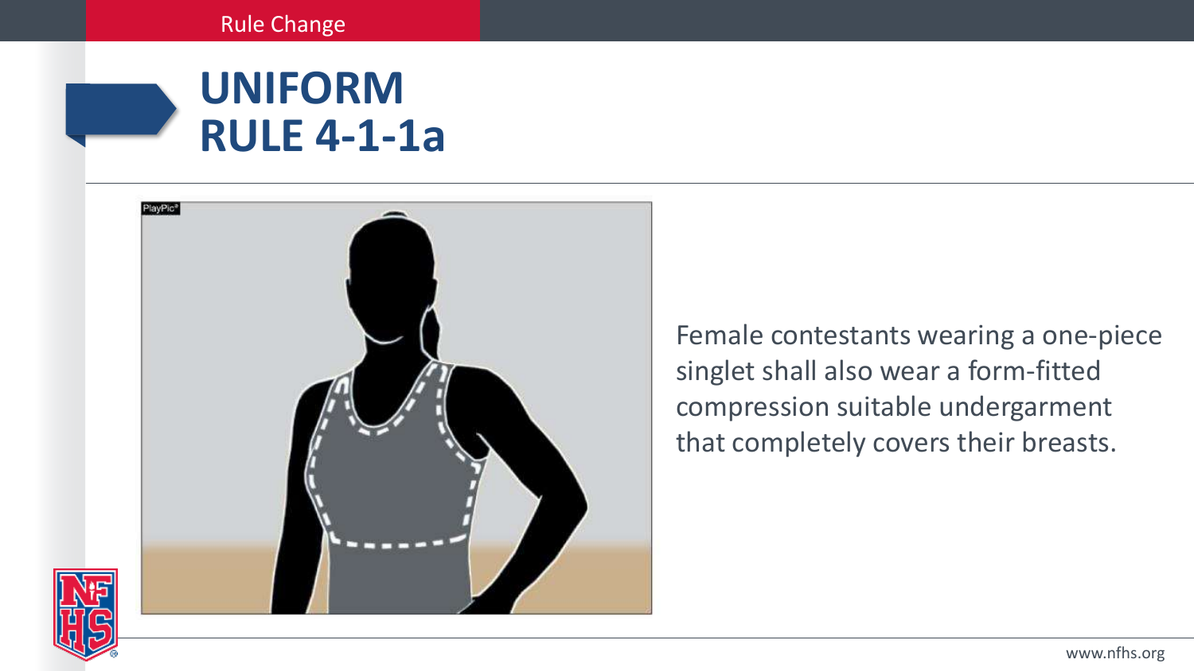Rule Change

# UNIFORM RULE 4-1-1a

Female contestants wearing a one-piece singlet shall also wear a form-fitted compression suitable undergarment that completely covers their breasts.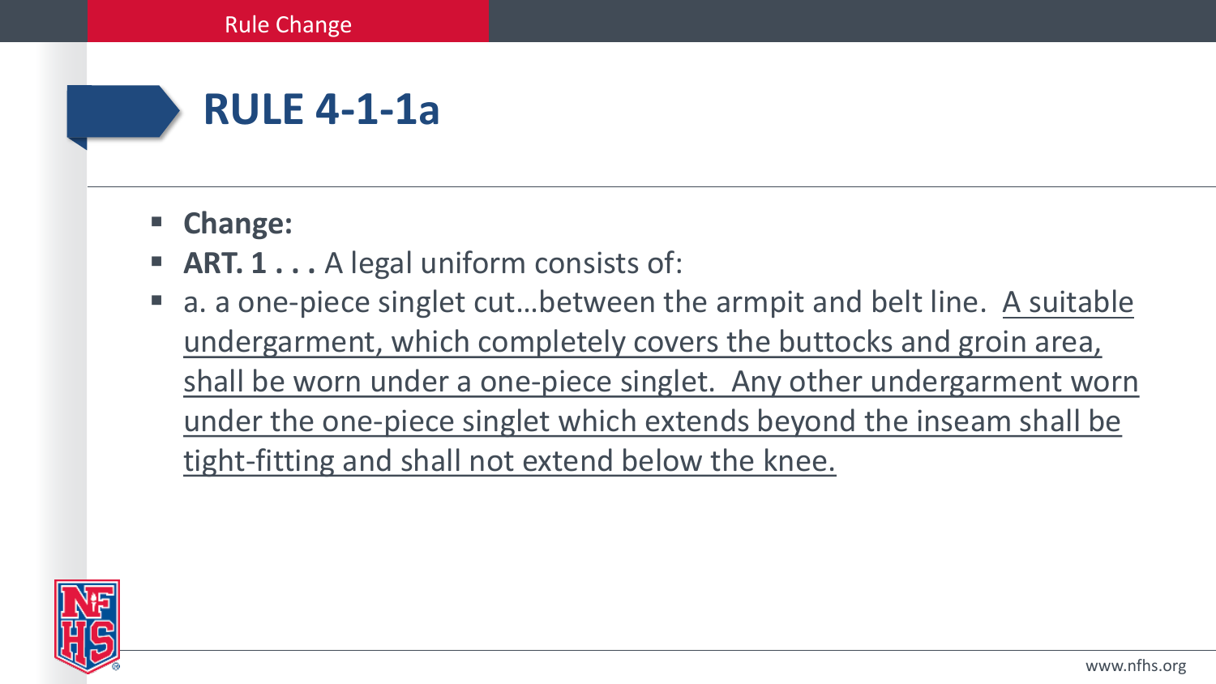Rule Change

# RULE 4-1-1a

- **Change:**
- **ART. 1 . . .** A legal uniform consists of:
- a. a one-piece singlet cut…between the armpit and belt line. <u>A suitable undergarment, which completely covers the buttocks and groin area, shall be worn under a one-piece singlet. Any other undergarment worn under the one-piece singlet which extends beyond the inseam shall be tight-fitting and shall not extend below the knee.</u>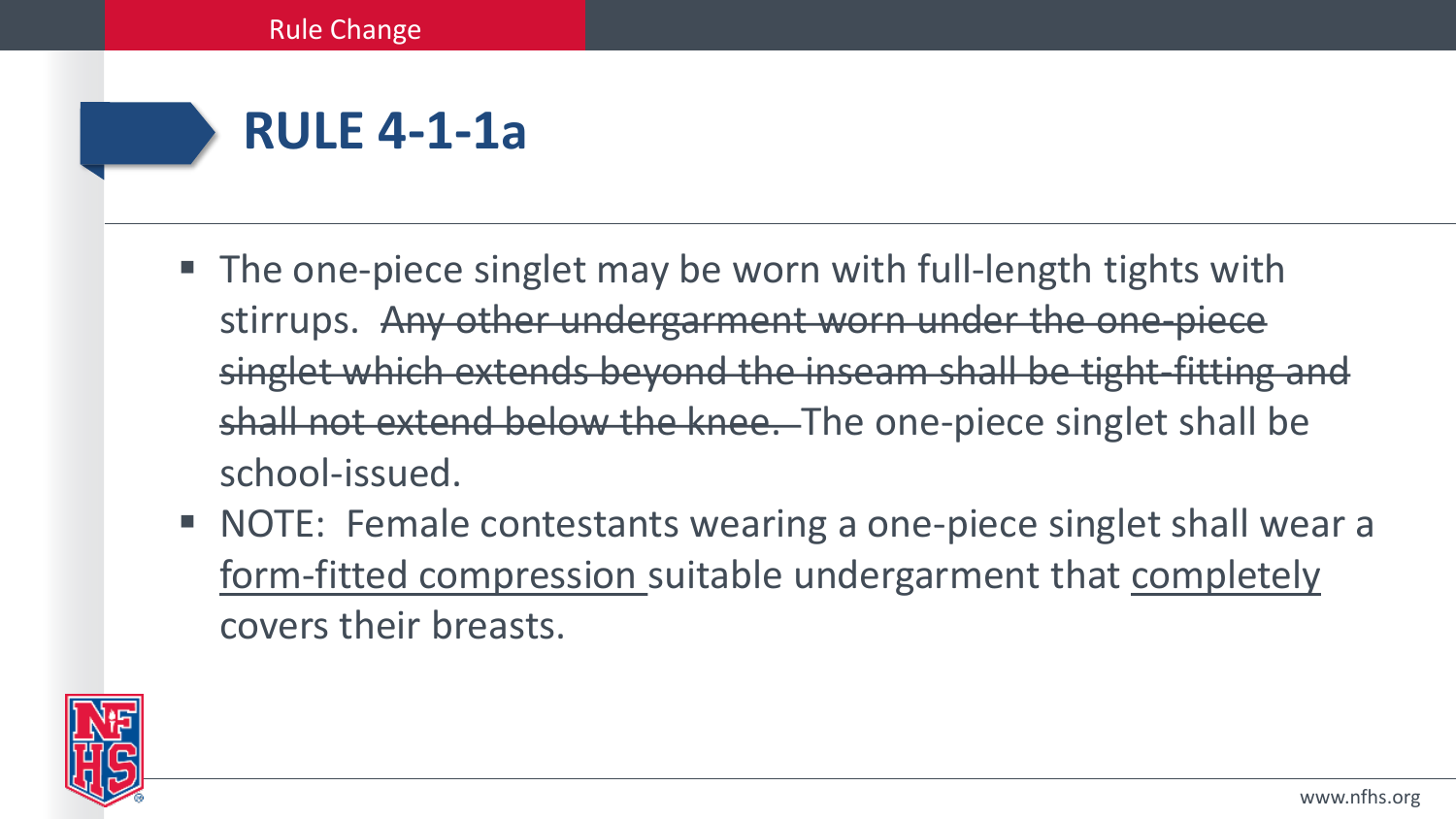Rule Change

# RULE 4-1-1a

- The one-piece singlet may be worn with full-length tights with stirrups. ~~Any other undergarment worn under the one-piece singlet which extends beyond the inseam shall be tight-fitting and shall not extend below the knee.~~ The one-piece singlet shall be school-issued.
- NOTE: Female contestants wearing a one-piece singlet shall wear a <u>form-fitted compression</u> suitable undergarment that <u>completely</u> covers their breasts.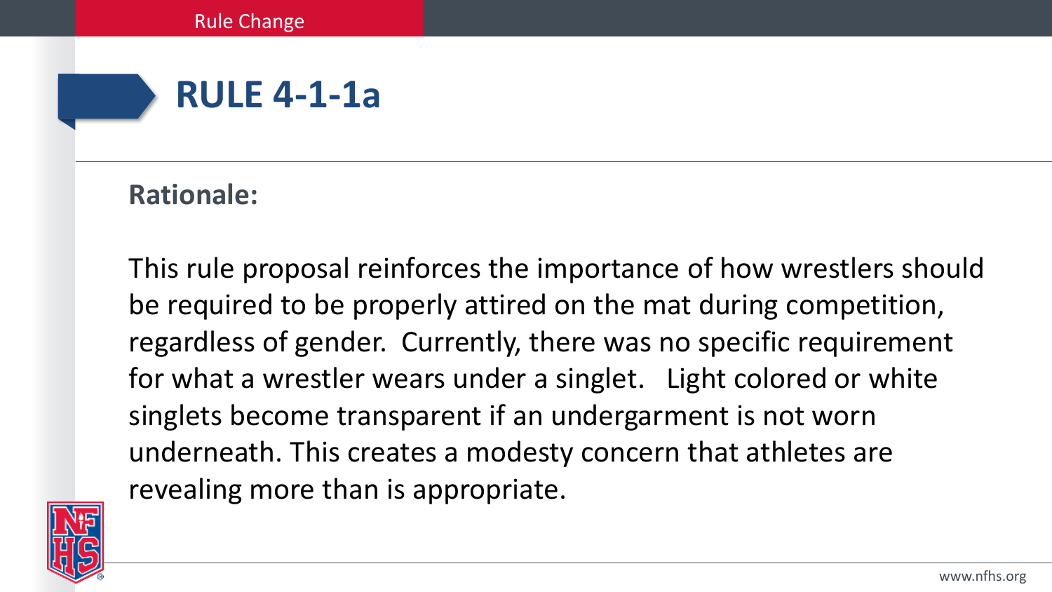Rule Change

# RULE 4-1-1a

**Rationale:**

This rule proposal reinforces the importance of how wrestlers should be required to be properly attired on the mat during competition, regardless of gender. Currently, there was no specific requirement for what a wrestler wears under a singlet. Light colored or white singlets become transparent if an undergarment is not worn underneath. This creates a modesty concern that athletes are revealing more than is appropriate.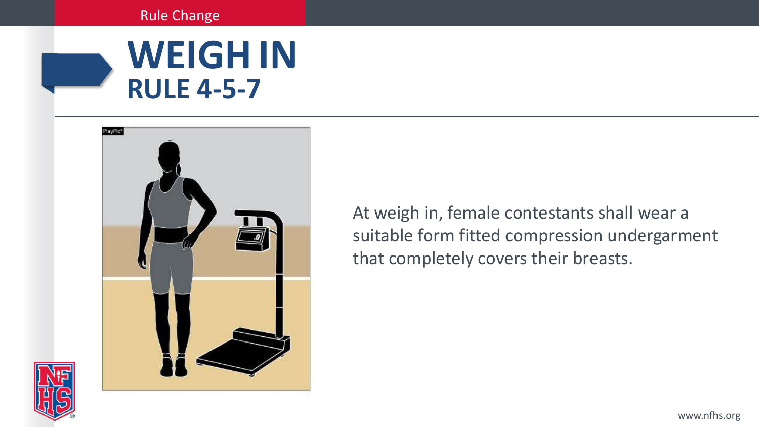Rule Change

# WEIGH IN
## RULE 4-5-7

At weigh in, female contestants shall wear a suitable form fitted compression undergarment that completely covers their breasts.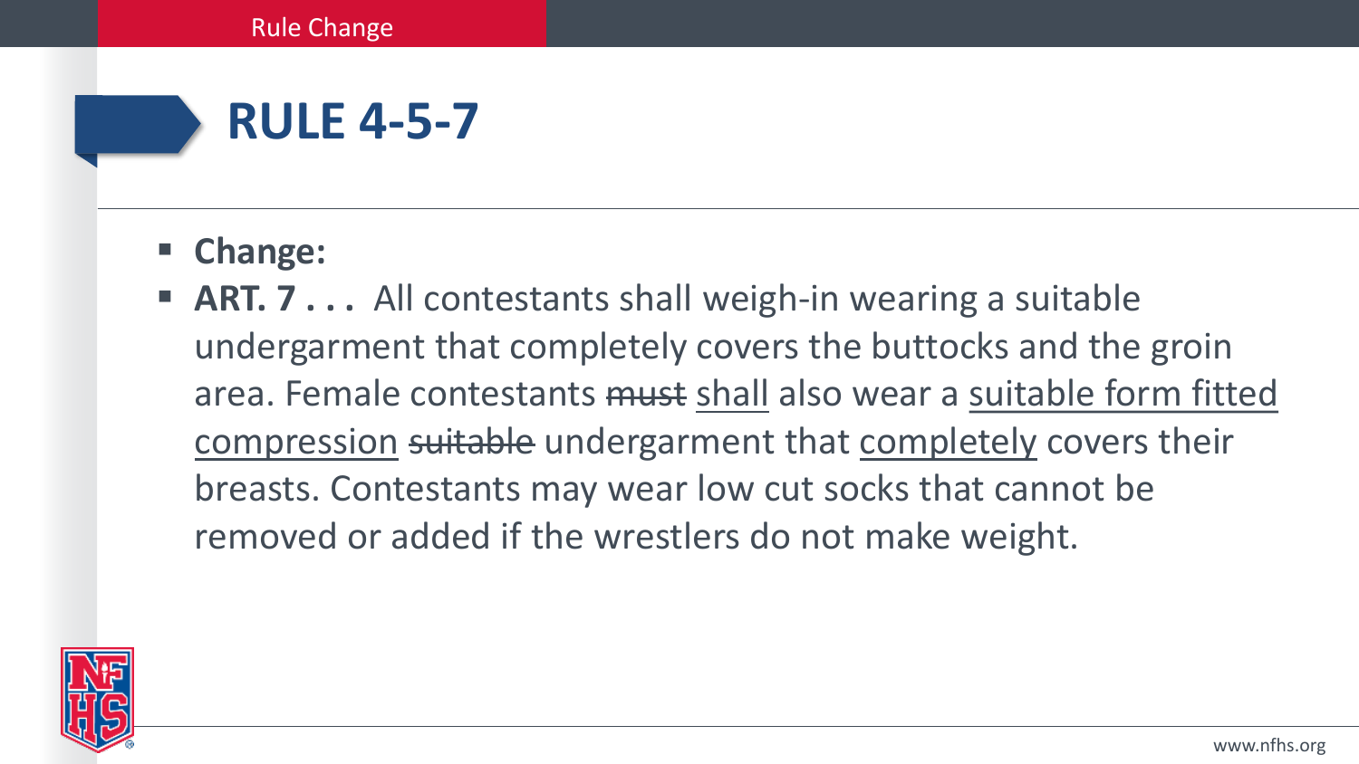Rule Change

# RULE 4-5-7

- **Change:**
- **ART. 7 . . .** All contestants shall weigh-in wearing a suitable undergarment that completely covers the buttocks and the groin area. Female contestants ~~must~~ <u>shall</u> also wear a <u>suitable form fitted compression</u> ~~suitable~~ undergarment that <u>completely</u> covers their breasts. Contestants may wear low cut socks that cannot be removed or added if the wrestlers do not make weight.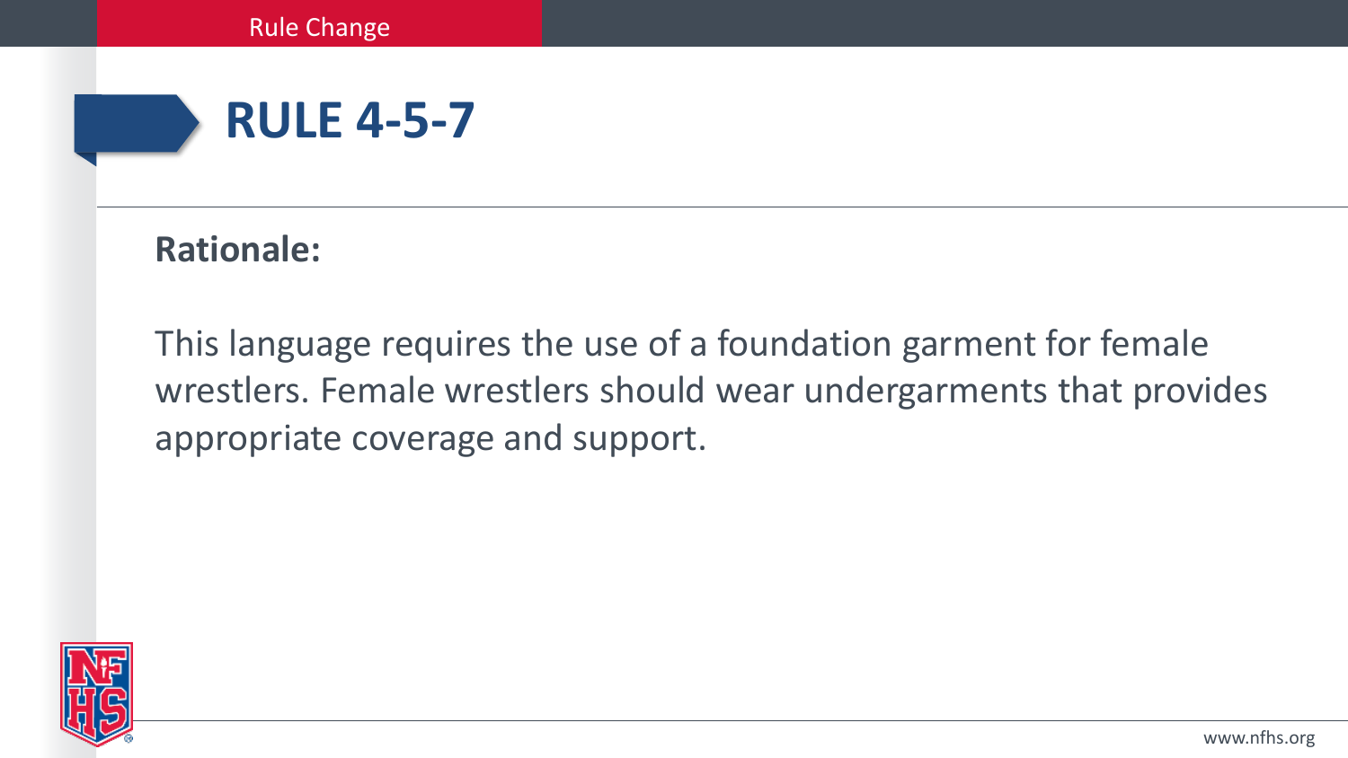Rule Change

# RULE 4-5-7

**Rationale:**

This language requires the use of a foundation garment for female wrestlers. Female wrestlers should wear undergarments that provides appropriate coverage and support.